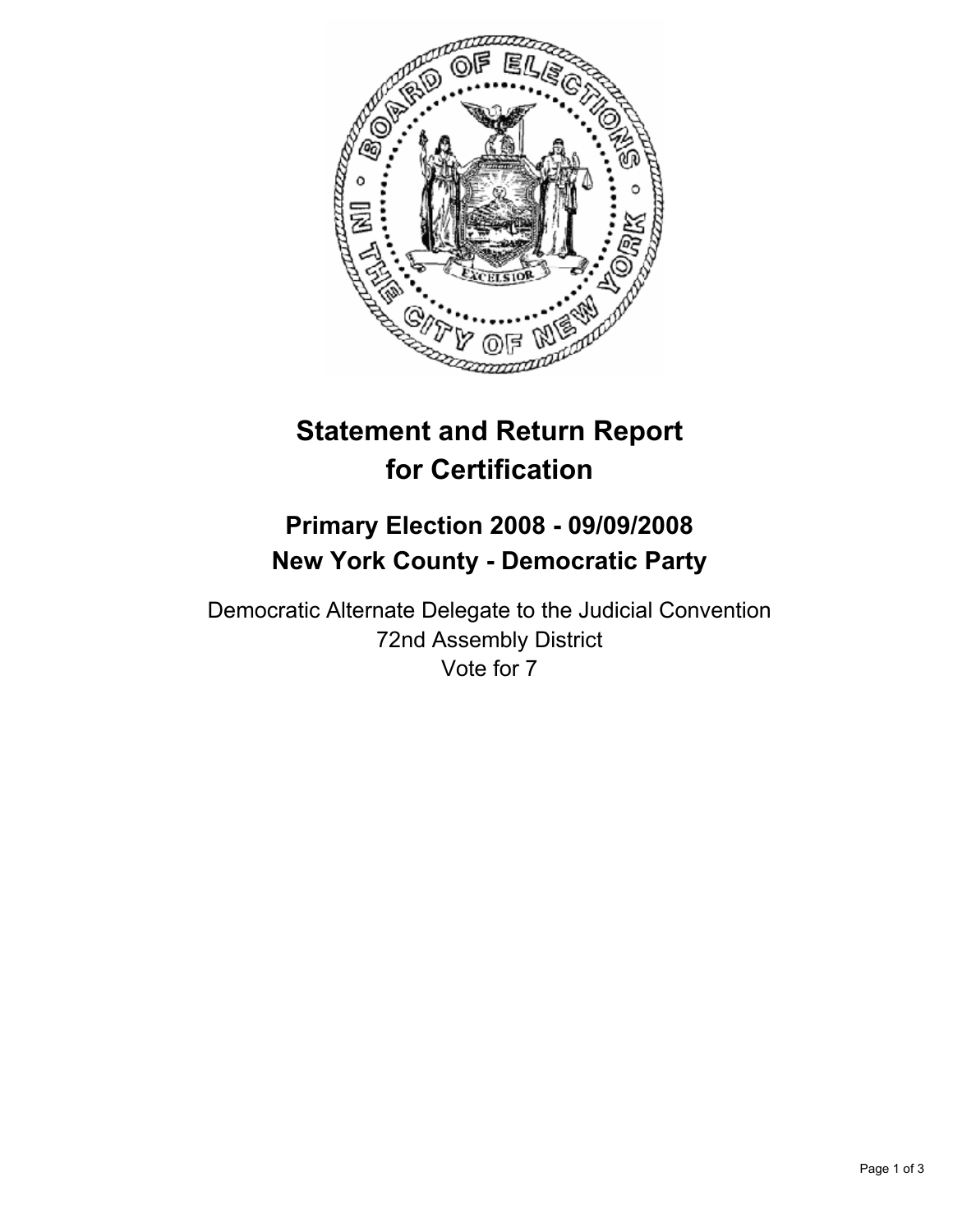# Statement and Return Report for Certification

## Primary Election 2008 - 09/09/2008
## New York County - Democratic Party

Democratic Alternate Delegate to the Judicial Convention
72nd Assembly District
Vote for 7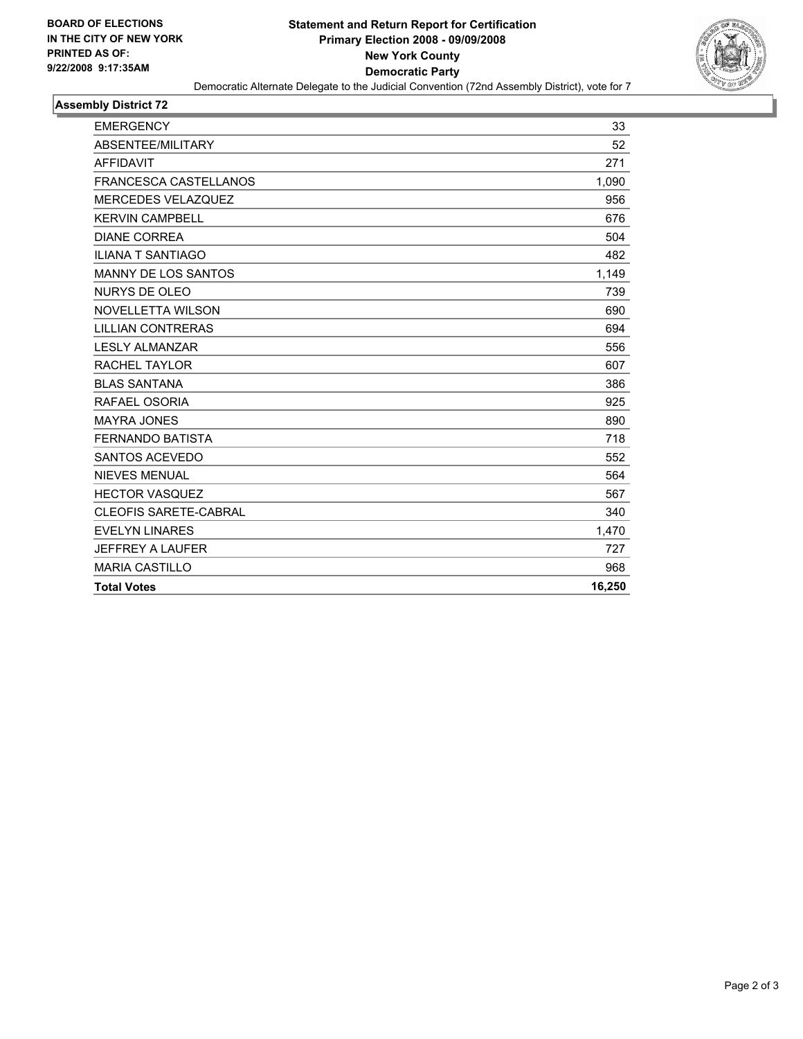**BOARD OF ELECTIONS IN THE CITY OF NEW YORK PRINTED AS OF: 9/22/2008 9:17:35AM**

# Statement and Return Report for Certification
## Primary Election 2008 - 09/09/2008
## New York County
## Democratic Party

Democratic Alternate Delegate to the Judicial Convention (72nd Assembly District), vote for 7

### Assembly District 72

| | |
|---|---|
| EMERGENCY | 33 |
| ABSENTEE/MILITARY | 52 |
| AFFIDAVIT | 271 |
| FRANCESCA CASTELLANOS | 1,090 |
| MERCEDES VELAZQUEZ | 956 |
| KERVIN CAMPBELL | 676 |
| DIANE CORREA | 504 |
| ILIANA T SANTIAGO | 482 |
| MANNY DE LOS SANTOS | 1,149 |
| NURYS DE OLEO | 739 |
| NOVELLETTA WILSON | 690 |
| LILLIAN CONTRERAS | 694 |
| LESLY ALMANZAR | 556 |
| RACHEL TAYLOR | 607 |
| BLAS SANTANA | 386 |
| RAFAEL OSORIA | 925 |
| MAYRA JONES | 890 |
| FERNANDO BATISTA | 718 |
| SANTOS ACEVEDO | 552 |
| NIEVES MENUAL | 564 |
| HECTOR VASQUEZ | 567 |
| CLEOFIS SARETE-CABRAL | 340 |
| EVELYN LINARES | 1,470 |
| JEFFREY A LAUFER | 727 |
| MARIA CASTILLO | 968 |
| **Total Votes** | **16,250** |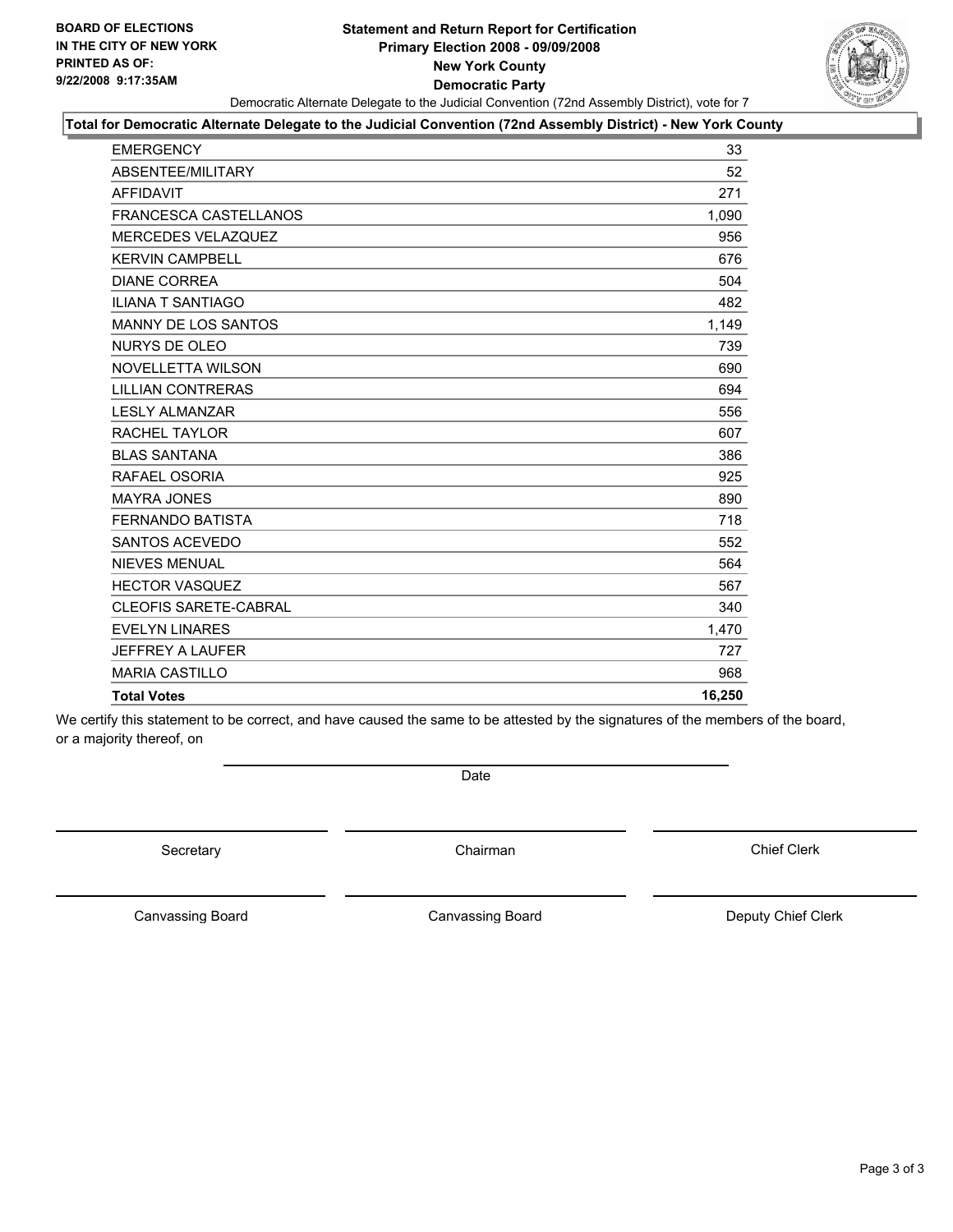**BOARD OF ELECTIONS IN THE CITY OF NEW YORK**
**PRINTED AS OF: 9/22/2008 9:17:35AM**

# Statement and Return Report for Certification
## Primary Election 2008 - 09/09/2008
## New York County
## Democratic Party

Democratic Alternate Delegate to the Judicial Convention (72nd Assembly District), vote for 7

**Total for Democratic Alternate Delegate to the Judicial Convention (72nd Assembly District) - New York County**

| | |
|---|---|
| EMERGENCY | 33 |
| ABSENTEE/MILITARY | 52 |
| AFFIDAVIT | 271 |
| FRANCESCA CASTELLANOS | 1,090 |
| MERCEDES VELAZQUEZ | 956 |
| KERVIN CAMPBELL | 676 |
| DIANE CORREA | 504 |
| ILIANA T SANTIAGO | 482 |
| MANNY DE LOS SANTOS | 1,149 |
| NURYS DE OLEO | 739 |
| NOVELLETTA WILSON | 690 |
| LILLIAN CONTRERAS | 694 |
| LESLY ALMANZAR | 556 |
| RACHEL TAYLOR | 607 |
| BLAS SANTANA | 386 |
| RAFAEL OSORIA | 925 |
| MAYRA JONES | 890 |
| FERNANDO BATISTA | 718 |
| SANTOS ACEVEDO | 552 |
| NIEVES MENUAL | 564 |
| HECTOR VASQUEZ | 567 |
| CLEOFIS SARETE-CABRAL | 340 |
| EVELYN LINARES | 1,470 |
| JEFFREY A LAUFER | 727 |
| MARIA CASTILLO | 968 |
| **Total Votes** | **16,250** |

We certify this statement to be correct, and have caused the same to be attested by the signatures of the members of the board, or a majority thereof, on

Date

Secretary | Chairman | Chief Clerk

Canvassing Board | Canvassing Board | Deputy Chief Clerk